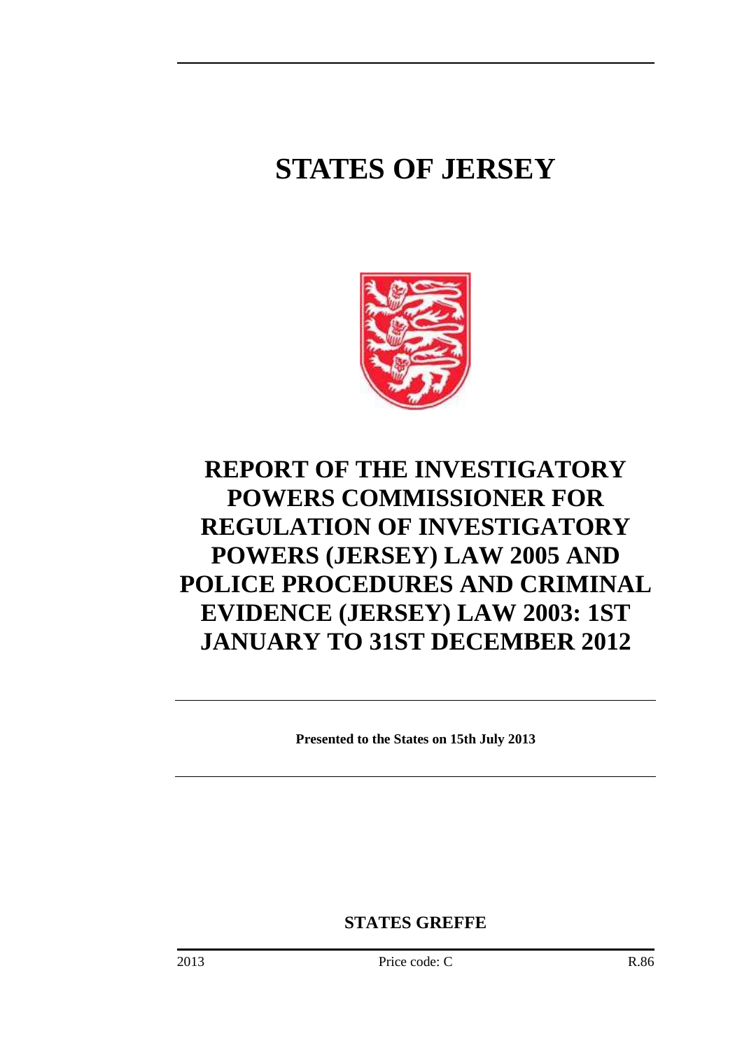# STATES OF JERSEY

# REPORT OF THE INVESTIGATORY POWERS COMMISSIONER FOR REGULATION OF INVESTIGATORY POWERS (JERSEY) LAW 2005 AND POLICE PROCEDURES AND CRIMINAL EVIDENCE (JERSEY) LAW 2003: 1ST JANUARY TO 31ST DECEMBER 2012

**Presented to the States on 15th July 2013**

**STATES GREFFE**

2013 Price code: C R.86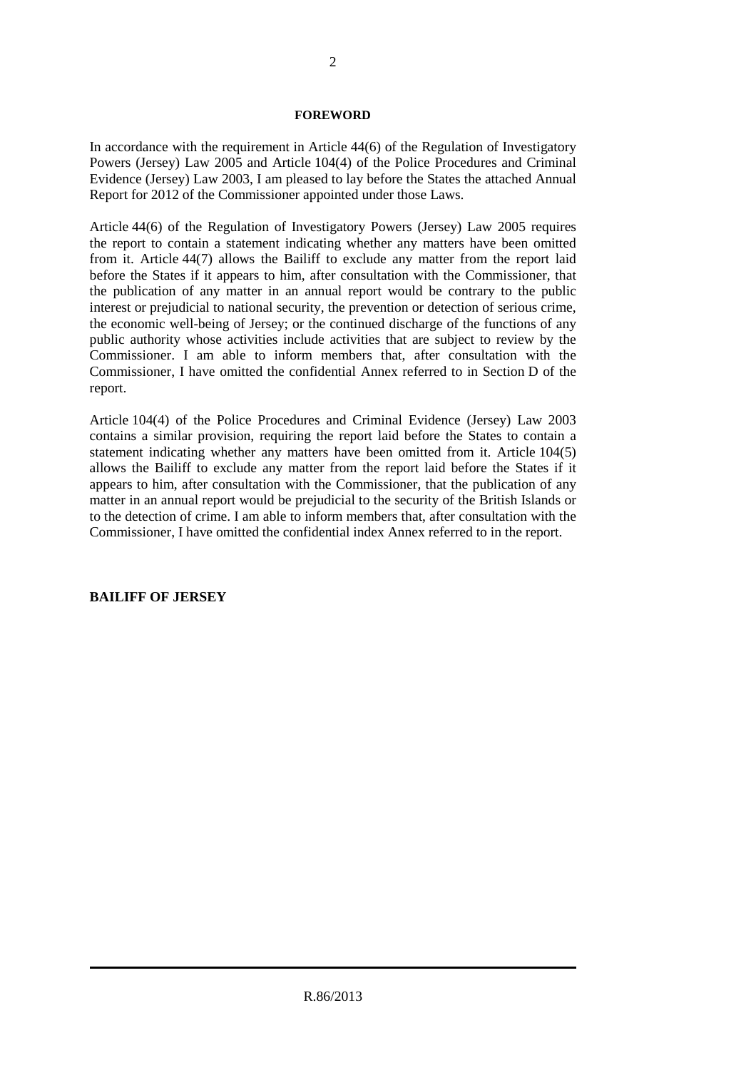## FOREWORD

In accordance with the requirement in Article 44(6) of the Regulation of Investigatory Powers (Jersey) Law 2005 and Article 104(4) of the Police Procedures and Criminal Evidence (Jersey) Law 2003, I am pleased to lay before the States the attached Annual Report for 2012 of the Commissioner appointed under those Laws.

Article 44(6) of the Regulation of Investigatory Powers (Jersey) Law 2005 requires the report to contain a statement indicating whether any matters have been omitted from it. Article 44(7) allows the Bailiff to exclude any matter from the report laid before the States if it appears to him, after consultation with the Commissioner, that the publication of any matter in an annual report would be contrary to the public interest or prejudicial to national security, the prevention or detection of serious crime, the economic well-being of Jersey; or the continued discharge of the functions of any public authority whose activities include activities that are subject to review by the Commissioner. I am able to inform members that, after consultation with the Commissioner, I have omitted the confidential Annex referred to in Section D of the report.

Article 104(4) of the Police Procedures and Criminal Evidence (Jersey) Law 2003 contains a similar provision, requiring the report laid before the States to contain a statement indicating whether any matters have been omitted from it. Article 104(5) allows the Bailiff to exclude any matter from the report laid before the States if it appears to him, after consultation with the Commissioner, that the publication of any matter in an annual report would be prejudicial to the security of the British Islands or to the detection of crime. I am able to inform members that, after consultation with the Commissioner, I have omitted the confidential index Annex referred to in the report.

**BAILIFF OF JERSEY**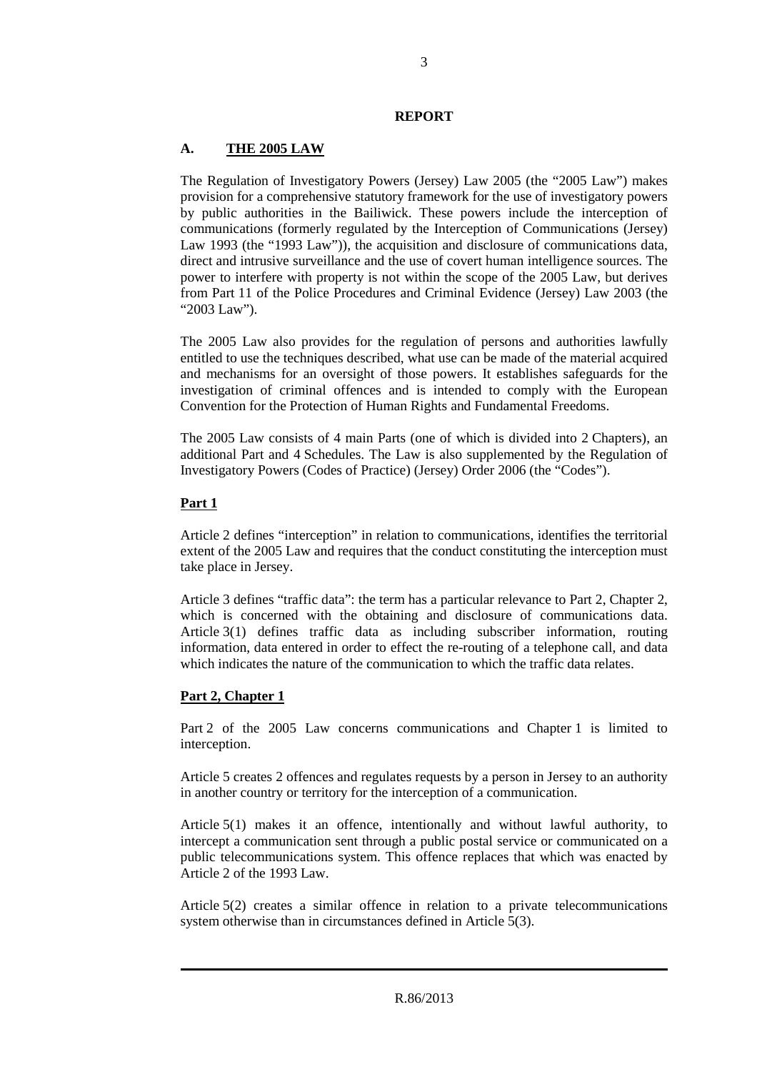## REPORT

### A. THE 2005 LAW

The Regulation of Investigatory Powers (Jersey) Law 2005 (the "2005 Law") makes provision for a comprehensive statutory framework for the use of investigatory powers by public authorities in the Bailiwick. These powers include the interception of communications (formerly regulated by the Interception of Communications (Jersey) Law 1993 (the "1993 Law")), the acquisition and disclosure of communications data, direct and intrusive surveillance and the use of covert human intelligence sources. The power to interfere with property is not within the scope of the 2005 Law, but derives from Part 11 of the Police Procedures and Criminal Evidence (Jersey) Law 2003 (the "2003 Law").

The 2005 Law also provides for the regulation of persons and authorities lawfully entitled to use the techniques described, what use can be made of the material acquired and mechanisms for an oversight of those powers. It establishes safeguards for the investigation of criminal offences and is intended to comply with the European Convention for the Protection of Human Rights and Fundamental Freedoms.

The 2005 Law consists of 4 main Parts (one of which is divided into 2 Chapters), an additional Part and 4 Schedules. The Law is also supplemented by the Regulation of Investigatory Powers (Codes of Practice) (Jersey) Order 2006 (the "Codes").

#### Part 1

Article 2 defines "interception" in relation to communications, identifies the territorial extent of the 2005 Law and requires that the conduct constituting the interception must take place in Jersey.

Article 3 defines "traffic data": the term has a particular relevance to Part 2, Chapter 2, which is concerned with the obtaining and disclosure of communications data. Article 3(1) defines traffic data as including subscriber information, routing information, data entered in order to effect the re-routing of a telephone call, and data which indicates the nature of the communication to which the traffic data relates.

#### Part 2, Chapter 1

Part 2 of the 2005 Law concerns communications and Chapter 1 is limited to interception.

Article 5 creates 2 offences and regulates requests by a person in Jersey to an authority in another country or territory for the interception of a communication.

Article 5(1) makes it an offence, intentionally and without lawful authority, to intercept a communication sent through a public postal service or communicated on a public telecommunications system. This offence replaces that which was enacted by Article 2 of the 1993 Law.

Article 5(2) creates a similar offence in relation to a private telecommunications system otherwise than in circumstances defined in Article 5(3).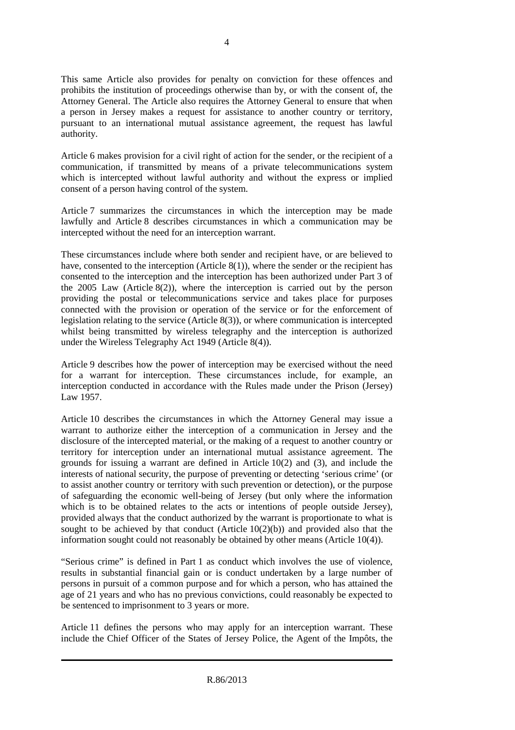This same Article also provides for penalty on conviction for these offences and prohibits the institution of proceedings otherwise than by, or with the consent of, the Attorney General. The Article also requires the Attorney General to ensure that when a person in Jersey makes a request for assistance to another country or territory, pursuant to an international mutual assistance agreement, the request has lawful authority.

Article 6 makes provision for a civil right of action for the sender, or the recipient of a communication, if transmitted by means of a private telecommunications system which is intercepted without lawful authority and without the express or implied consent of a person having control of the system.

Article 7 summarizes the circumstances in which the interception may be made lawfully and Article 8 describes circumstances in which a communication may be intercepted without the need for an interception warrant.

These circumstances include where both sender and recipient have, or are believed to have, consented to the interception (Article 8(1)), where the sender or the recipient has consented to the interception and the interception has been authorized under Part 3 of the 2005 Law (Article 8(2)), where the interception is carried out by the person providing the postal or telecommunications service and takes place for purposes connected with the provision or operation of the service or for the enforcement of legislation relating to the service (Article 8(3)), or where communication is intercepted whilst being transmitted by wireless telegraphy and the interception is authorized under the Wireless Telegraphy Act 1949 (Article 8(4)).

Article 9 describes how the power of interception may be exercised without the need for a warrant for interception. These circumstances include, for example, an interception conducted in accordance with the Rules made under the Prison (Jersey) Law 1957.

Article 10 describes the circumstances in which the Attorney General may issue a warrant to authorize either the interception of a communication in Jersey and the disclosure of the intercepted material, or the making of a request to another country or territory for interception under an international mutual assistance agreement. The grounds for issuing a warrant are defined in Article 10(2) and (3), and include the interests of national security, the purpose of preventing or detecting 'serious crime' (or to assist another country or territory with such prevention or detection), or the purpose of safeguarding the economic well-being of Jersey (but only where the information which is to be obtained relates to the acts or intentions of people outside Jersey), provided always that the conduct authorized by the warrant is proportionate to what is sought to be achieved by that conduct (Article 10(2)(b)) and provided also that the information sought could not reasonably be obtained by other means (Article 10(4)).

"Serious crime" is defined in Part 1 as conduct which involves the use of violence, results in substantial financial gain or is conduct undertaken by a large number of persons in pursuit of a common purpose and for which a person, who has attained the age of 21 years and who has no previous convictions, could reasonably be expected to be sentenced to imprisonment to 3 years or more.

Article 11 defines the persons who may apply for an interception warrant. These include the Chief Officer of the States of Jersey Police, the Agent of the Impôts, the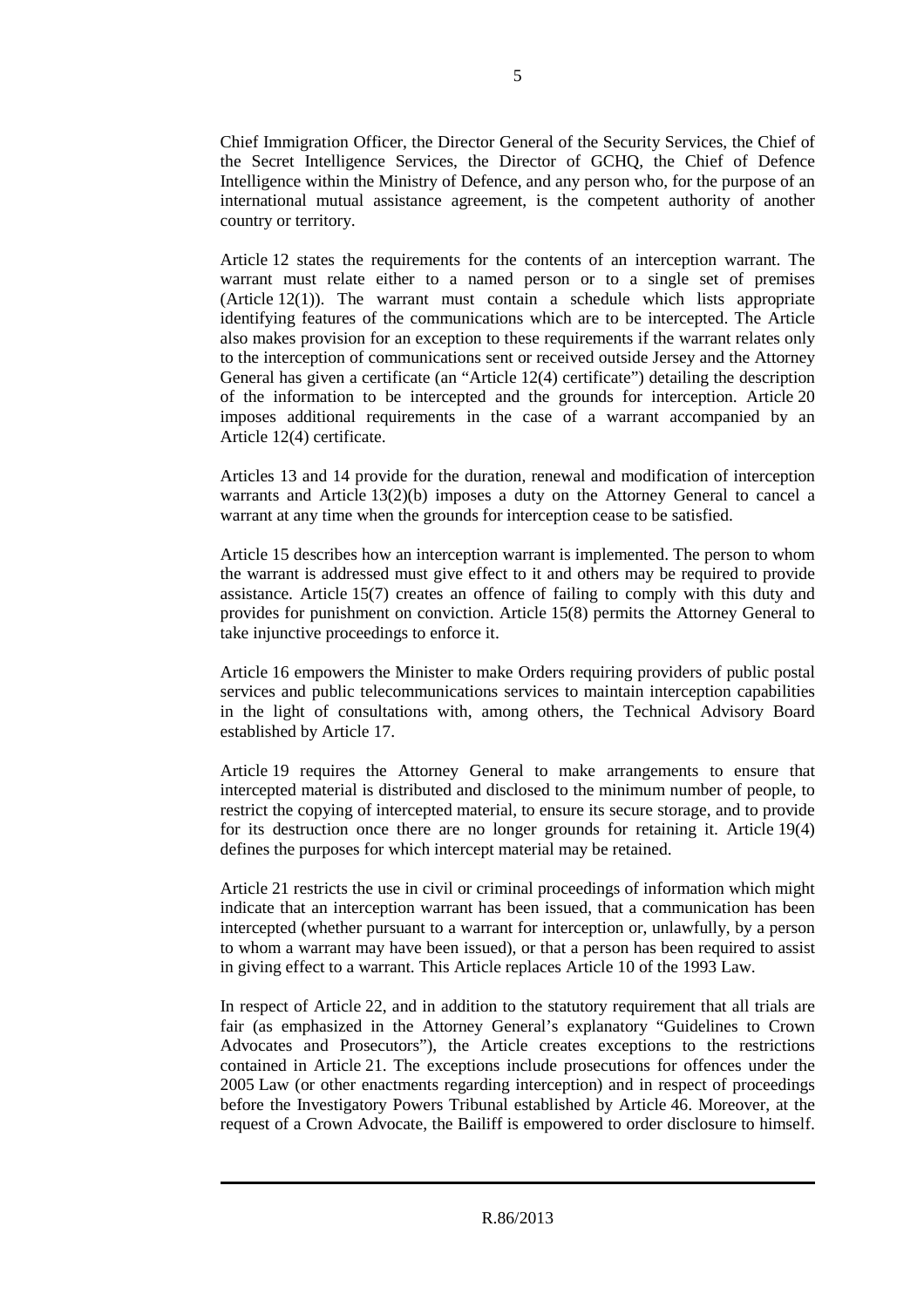Chief Immigration Officer, the Director General of the Security Services, the Chief of the Secret Intelligence Services, the Director of GCHQ, the Chief of Defence Intelligence within the Ministry of Defence, and any person who, for the purpose of an international mutual assistance agreement, is the competent authority of another country or territory.

Article 12 states the requirements for the contents of an interception warrant. The warrant must relate either to a named person or to a single set of premises (Article 12(1)). The warrant must contain a schedule which lists appropriate identifying features of the communications which are to be intercepted. The Article also makes provision for an exception to these requirements if the warrant relates only to the interception of communications sent or received outside Jersey and the Attorney General has given a certificate (an "Article 12(4) certificate") detailing the description of the information to be intercepted and the grounds for interception. Article 20 imposes additional requirements in the case of a warrant accompanied by an Article 12(4) certificate.

Articles 13 and 14 provide for the duration, renewal and modification of interception warrants and Article 13(2)(b) imposes a duty on the Attorney General to cancel a warrant at any time when the grounds for interception cease to be satisfied.

Article 15 describes how an interception warrant is implemented. The person to whom the warrant is addressed must give effect to it and others may be required to provide assistance. Article 15(7) creates an offence of failing to comply with this duty and provides for punishment on conviction. Article 15(8) permits the Attorney General to take injunctive proceedings to enforce it.

Article 16 empowers the Minister to make Orders requiring providers of public postal services and public telecommunications services to maintain interception capabilities in the light of consultations with, among others, the Technical Advisory Board established by Article 17.

Article 19 requires the Attorney General to make arrangements to ensure that intercepted material is distributed and disclosed to the minimum number of people, to restrict the copying of intercepted material, to ensure its secure storage, and to provide for its destruction once there are no longer grounds for retaining it. Article 19(4) defines the purposes for which intercept material may be retained.

Article 21 restricts the use in civil or criminal proceedings of information which might indicate that an interception warrant has been issued, that a communication has been intercepted (whether pursuant to a warrant for interception or, unlawfully, by a person to whom a warrant may have been issued), or that a person has been required to assist in giving effect to a warrant. This Article replaces Article 10 of the 1993 Law.

In respect of Article 22, and in addition to the statutory requirement that all trials are fair (as emphasized in the Attorney General's explanatory "Guidelines to Crown Advocates and Prosecutors"), the Article creates exceptions to the restrictions contained in Article 21. The exceptions include prosecutions for offences under the 2005 Law (or other enactments regarding interception) and in respect of proceedings before the Investigatory Powers Tribunal established by Article 46. Moreover, at the request of a Crown Advocate, the Bailiff is empowered to order disclosure to himself.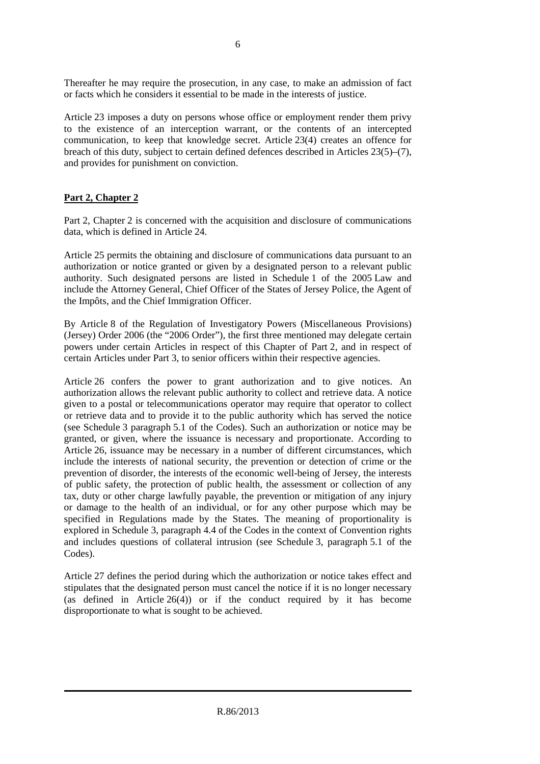Thereafter he may require the prosecution, in any case, to make an admission of fact or facts which he considers it essential to be made in the interests of justice.

Article 23 imposes a duty on persons whose office or employment render them privy to the existence of an interception warrant, or the contents of an intercepted communication, to keep that knowledge secret. Article 23(4) creates an offence for breach of this duty, subject to certain defined defences described in Articles 23(5)–(7), and provides for punishment on conviction.

**Part 2, Chapter 2**

Part 2, Chapter 2 is concerned with the acquisition and disclosure of communications data, which is defined in Article 24.

Article 25 permits the obtaining and disclosure of communications data pursuant to an authorization or notice granted or given by a designated person to a relevant public authority. Such designated persons are listed in Schedule 1 of the 2005 Law and include the Attorney General, Chief Officer of the States of Jersey Police, the Agent of the Impôts, and the Chief Immigration Officer.

By Article 8 of the Regulation of Investigatory Powers (Miscellaneous Provisions) (Jersey) Order 2006 (the "2006 Order"), the first three mentioned may delegate certain powers under certain Articles in respect of this Chapter of Part 2, and in respect of certain Articles under Part 3, to senior officers within their respective agencies.

Article 26 confers the power to grant authorization and to give notices. An authorization allows the relevant public authority to collect and retrieve data. A notice given to a postal or telecommunications operator may require that operator to collect or retrieve data and to provide it to the public authority which has served the notice (see Schedule 3 paragraph 5.1 of the Codes). Such an authorization or notice may be granted, or given, where the issuance is necessary and proportionate. According to Article 26, issuance may be necessary in a number of different circumstances, which include the interests of national security, the prevention or detection of crime or the prevention of disorder, the interests of the economic well-being of Jersey, the interests of public safety, the protection of public health, the assessment or collection of any tax, duty or other charge lawfully payable, the prevention or mitigation of any injury or damage to the health of an individual, or for any other purpose which may be specified in Regulations made by the States. The meaning of proportionality is explored in Schedule 3, paragraph 4.4 of the Codes in the context of Convention rights and includes questions of collateral intrusion (see Schedule 3, paragraph 5.1 of the Codes).

Article 27 defines the period during which the authorization or notice takes effect and stipulates that the designated person must cancel the notice if it is no longer necessary (as defined in Article 26(4)) or if the conduct required by it has become disproportionate to what is sought to be achieved.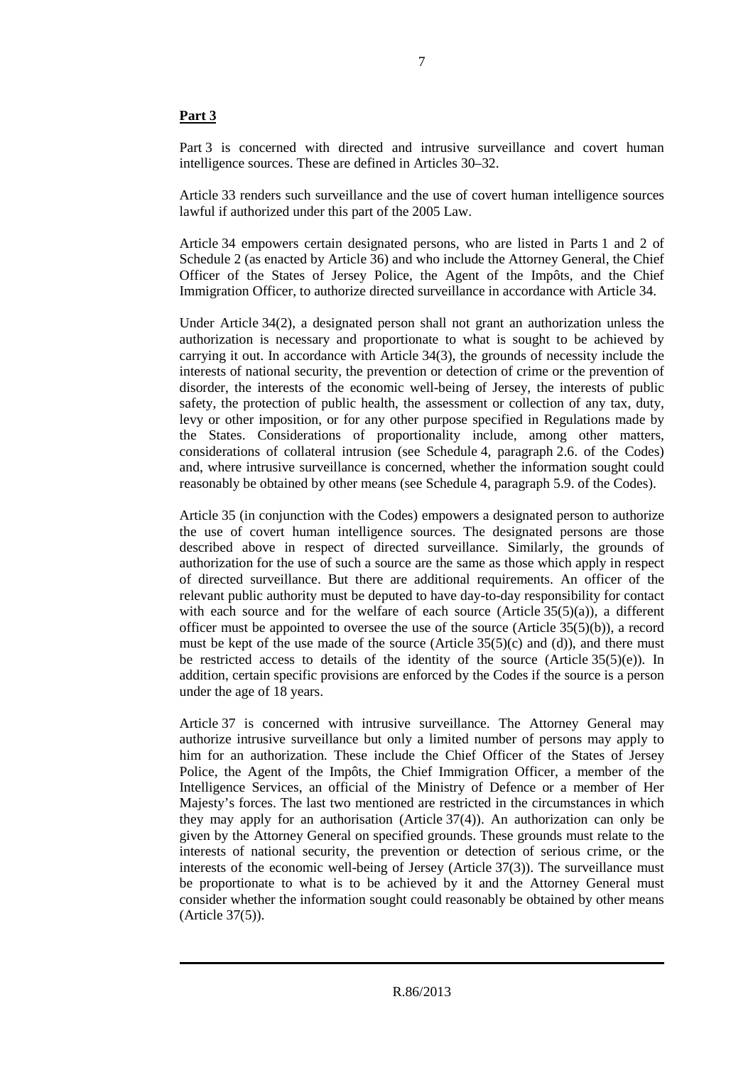**Part 3**

Part 3 is concerned with directed and intrusive surveillance and covert human intelligence sources. These are defined in Articles 30–32.

Article 33 renders such surveillance and the use of covert human intelligence sources lawful if authorized under this part of the 2005 Law.

Article 34 empowers certain designated persons, who are listed in Parts 1 and 2 of Schedule 2 (as enacted by Article 36) and who include the Attorney General, the Chief Officer of the States of Jersey Police, the Agent of the Impôts, and the Chief Immigration Officer, to authorize directed surveillance in accordance with Article 34.

Under Article 34(2), a designated person shall not grant an authorization unless the authorization is necessary and proportionate to what is sought to be achieved by carrying it out. In accordance with Article 34(3), the grounds of necessity include the interests of national security, the prevention or detection of crime or the prevention of disorder, the interests of the economic well-being of Jersey, the interests of public safety, the protection of public health, the assessment or collection of any tax, duty, levy or other imposition, or for any other purpose specified in Regulations made by the States. Considerations of proportionality include, among other matters, considerations of collateral intrusion (see Schedule 4, paragraph 2.6. of the Codes) and, where intrusive surveillance is concerned, whether the information sought could reasonably be obtained by other means (see Schedule 4, paragraph 5.9. of the Codes).

Article 35 (in conjunction with the Codes) empowers a designated person to authorize the use of covert human intelligence sources. The designated persons are those described above in respect of directed surveillance. Similarly, the grounds of authorization for the use of such a source are the same as those which apply in respect of directed surveillance. But there are additional requirements. An officer of the relevant public authority must be deputed to have day-to-day responsibility for contact with each source and for the welfare of each source (Article 35(5)(a)), a different officer must be appointed to oversee the use of the source (Article 35(5)(b)), a record must be kept of the use made of the source (Article 35(5)(c) and (d)), and there must be restricted access to details of the identity of the source (Article 35(5)(e)). In addition, certain specific provisions are enforced by the Codes if the source is a person under the age of 18 years.

Article 37 is concerned with intrusive surveillance. The Attorney General may authorize intrusive surveillance but only a limited number of persons may apply to him for an authorization. These include the Chief Officer of the States of Jersey Police, the Agent of the Impôts, the Chief Immigration Officer, a member of the Intelligence Services, an official of the Ministry of Defence or a member of Her Majesty's forces. The last two mentioned are restricted in the circumstances in which they may apply for an authorisation (Article 37(4)). An authorization can only be given by the Attorney General on specified grounds. These grounds must relate to the interests of national security, the prevention or detection of serious crime, or the interests of the economic well-being of Jersey (Article 37(3)). The surveillance must be proportionate to what is to be achieved by it and the Attorney General must consider whether the information sought could reasonably be obtained by other means (Article 37(5)).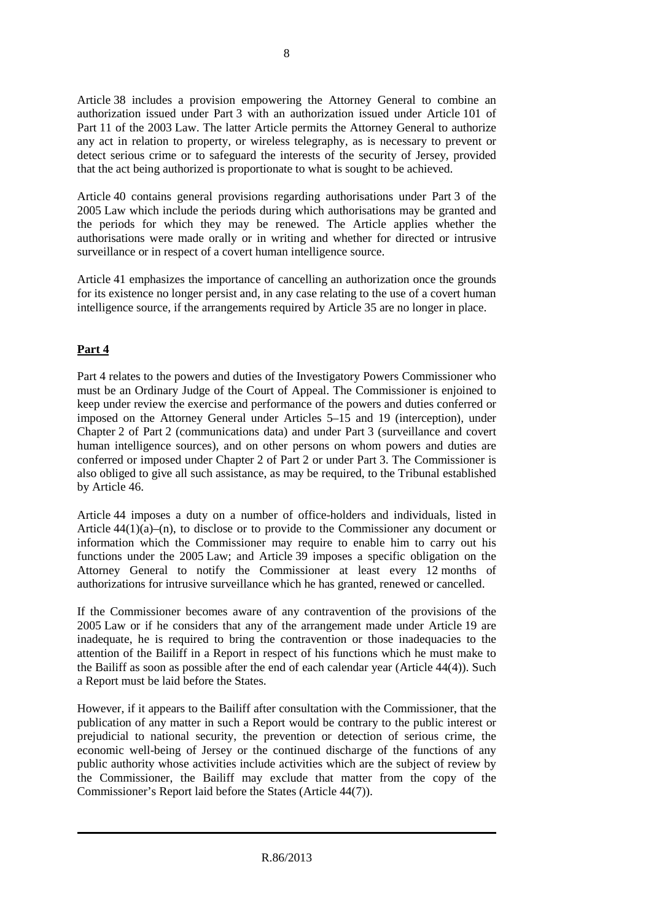Article 38 includes a provision empowering the Attorney General to combine an authorization issued under Part 3 with an authorization issued under Article 101 of Part 11 of the 2003 Law. The latter Article permits the Attorney General to authorize any act in relation to property, or wireless telegraphy, as is necessary to prevent or detect serious crime or to safeguard the interests of the security of Jersey, provided that the act being authorized is proportionate to what is sought to be achieved.

Article 40 contains general provisions regarding authorisations under Part 3 of the 2005 Law which include the periods during which authorisations may be granted and the periods for which they may be renewed. The Article applies whether the authorisations were made orally or in writing and whether for directed or intrusive surveillance or in respect of a covert human intelligence source.

Article 41 emphasizes the importance of cancelling an authorization once the grounds for its existence no longer persist and, in any case relating to the use of a covert human intelligence source, if the arrangements required by Article 35 are no longer in place.

**Part 4**

Part 4 relates to the powers and duties of the Investigatory Powers Commissioner who must be an Ordinary Judge of the Court of Appeal. The Commissioner is enjoined to keep under review the exercise and performance of the powers and duties conferred or imposed on the Attorney General under Articles 5–15 and 19 (interception), under Chapter 2 of Part 2 (communications data) and under Part 3 (surveillance and covert human intelligence sources), and on other persons on whom powers and duties are conferred or imposed under Chapter 2 of Part 2 or under Part 3. The Commissioner is also obliged to give all such assistance, as may be required, to the Tribunal established by Article 46.

Article 44 imposes a duty on a number of office-holders and individuals, listed in Article 44(1)(a)–(n), to disclose or to provide to the Commissioner any document or information which the Commissioner may require to enable him to carry out his functions under the 2005 Law; and Article 39 imposes a specific obligation on the Attorney General to notify the Commissioner at least every 12 months of authorizations for intrusive surveillance which he has granted, renewed or cancelled.

If the Commissioner becomes aware of any contravention of the provisions of the 2005 Law or if he considers that any of the arrangement made under Article 19 are inadequate, he is required to bring the contravention or those inadequacies to the attention of the Bailiff in a Report in respect of his functions which he must make to the Bailiff as soon as possible after the end of each calendar year (Article 44(4)). Such a Report must be laid before the States.

However, if it appears to the Bailiff after consultation with the Commissioner, that the publication of any matter in such a Report would be contrary to the public interest or prejudicial to national security, the prevention or detection of serious crime, the economic well-being of Jersey or the continued discharge of the functions of any public authority whose activities include activities which are the subject of review by the Commissioner, the Bailiff may exclude that matter from the copy of the Commissioner's Report laid before the States (Article 44(7)).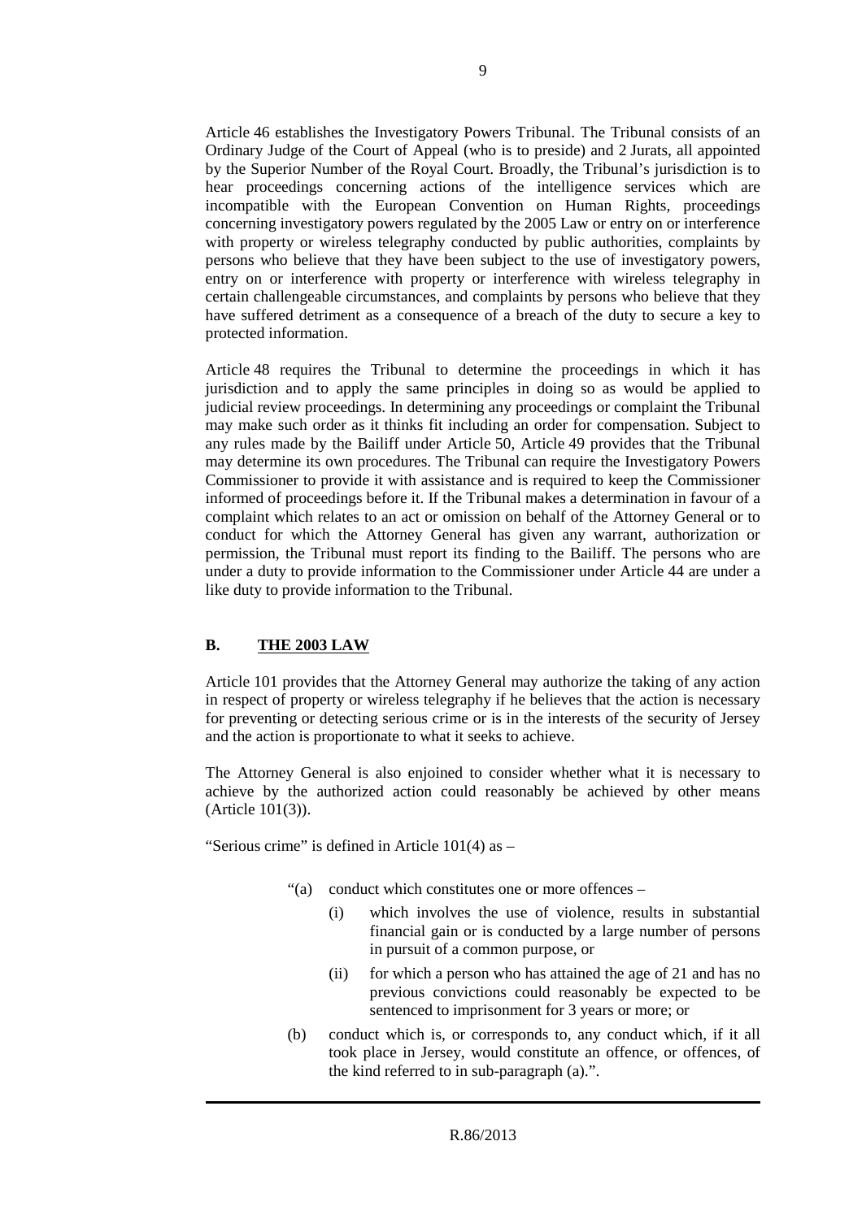Article 46 establishes the Investigatory Powers Tribunal. The Tribunal consists of an Ordinary Judge of the Court of Appeal (who is to preside) and 2 Jurats, all appointed by the Superior Number of the Royal Court. Broadly, the Tribunal's jurisdiction is to hear proceedings concerning actions of the intelligence services which are incompatible with the European Convention on Human Rights, proceedings concerning investigatory powers regulated by the 2005 Law or entry on or interference with property or wireless telegraphy conducted by public authorities, complaints by persons who believe that they have been subject to the use of investigatory powers, entry on or interference with property or interference with wireless telegraphy in certain challengeable circumstances, and complaints by persons who believe that they have suffered detriment as a consequence of a breach of the duty to secure a key to protected information.

Article 48 requires the Tribunal to determine the proceedings in which it has jurisdiction and to apply the same principles in doing so as would be applied to judicial review proceedings. In determining any proceedings or complaint the Tribunal may make such order as it thinks fit including an order for compensation. Subject to any rules made by the Bailiff under Article 50, Article 49 provides that the Tribunal may determine its own procedures. The Tribunal can require the Investigatory Powers Commissioner to provide it with assistance and is required to keep the Commissioner informed of proceedings before it. If the Tribunal makes a determination in favour of a complaint which relates to an act or omission on behalf of the Attorney General or to conduct for which the Attorney General has given any warrant, authorization or permission, the Tribunal must report its finding to the Bailiff. The persons who are under a duty to provide information to the Commissioner under Article 44 are under a like duty to provide information to the Tribunal.

## B. <u>THE 2003 LAW</u>

Article 101 provides that the Attorney General may authorize the taking of any action in respect of property or wireless telegraphy if he believes that the action is necessary for preventing or detecting serious crime or is in the interests of the security of Jersey and the action is proportionate to what it seeks to achieve.

The Attorney General is also enjoined to consider whether what it is necessary to achieve by the authorized action could reasonably be achieved by other means (Article 101(3)).

"Serious crime" is defined in Article 101(4) as –

> "(a) conduct which constitutes one or more offences –
>
> (i) which involves the use of violence, results in substantial financial gain or is conducted by a large number of persons in pursuit of a common purpose, or
>
> (ii) for which a person who has attained the age of 21 and has no previous convictions could reasonably be expected to be sentenced to imprisonment for 3 years or more; or
>
> (b) conduct which is, or corresponds to, any conduct which, if it all took place in Jersey, would constitute an offence, or offences, of the kind referred to in sub-paragraph (a).".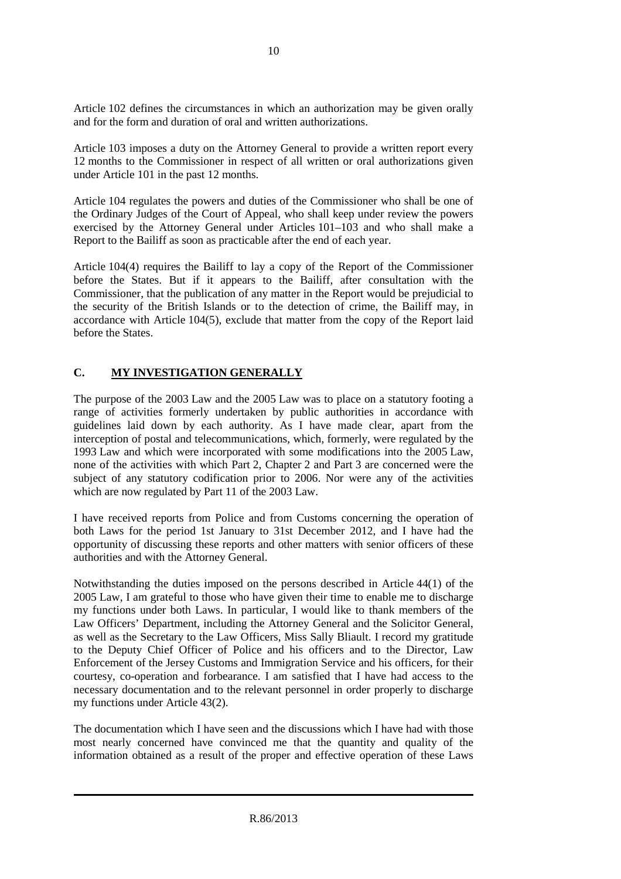Article 102 defines the circumstances in which an authorization may be given orally and for the form and duration of oral and written authorizations.

Article 103 imposes a duty on the Attorney General to provide a written report every 12 months to the Commissioner in respect of all written or oral authorizations given under Article 101 in the past 12 months.

Article 104 regulates the powers and duties of the Commissioner who shall be one of the Ordinary Judges of the Court of Appeal, who shall keep under review the powers exercised by the Attorney General under Articles 101–103 and who shall make a Report to the Bailiff as soon as practicable after the end of each year.

Article 104(4) requires the Bailiff to lay a copy of the Report of the Commissioner before the States. But if it appears to the Bailiff, after consultation with the Commissioner, that the publication of any matter in the Report would be prejudicial to the security of the British Islands or to the detection of crime, the Bailiff may, in accordance with Article 104(5), exclude that matter from the copy of the Report laid before the States.

## C. MY INVESTIGATION GENERALLY

The purpose of the 2003 Law and the 2005 Law was to place on a statutory footing a range of activities formerly undertaken by public authorities in accordance with guidelines laid down by each authority. As I have made clear, apart from the interception of postal and telecommunications, which, formerly, were regulated by the 1993 Law and which were incorporated with some modifications into the 2005 Law, none of the activities with which Part 2, Chapter 2 and Part 3 are concerned were the subject of any statutory codification prior to 2006. Nor were any of the activities which are now regulated by Part 11 of the 2003 Law.

I have received reports from Police and from Customs concerning the operation of both Laws for the period 1st January to 31st December 2012, and I have had the opportunity of discussing these reports and other matters with senior officers of these authorities and with the Attorney General.

Notwithstanding the duties imposed on the persons described in Article 44(1) of the 2005 Law, I am grateful to those who have given their time to enable me to discharge my functions under both Laws. In particular, I would like to thank members of the Law Officers' Department, including the Attorney General and the Solicitor General, as well as the Secretary to the Law Officers, Miss Sally Bliault. I record my gratitude to the Deputy Chief Officer of Police and his officers and to the Director, Law Enforcement of the Jersey Customs and Immigration Service and his officers, for their courtesy, co-operation and forbearance. I am satisfied that I have had access to the necessary documentation and to the relevant personnel in order properly to discharge my functions under Article 43(2).

The documentation which I have seen and the discussions which I have had with those most nearly concerned have convinced me that the quantity and quality of the information obtained as a result of the proper and effective operation of these Laws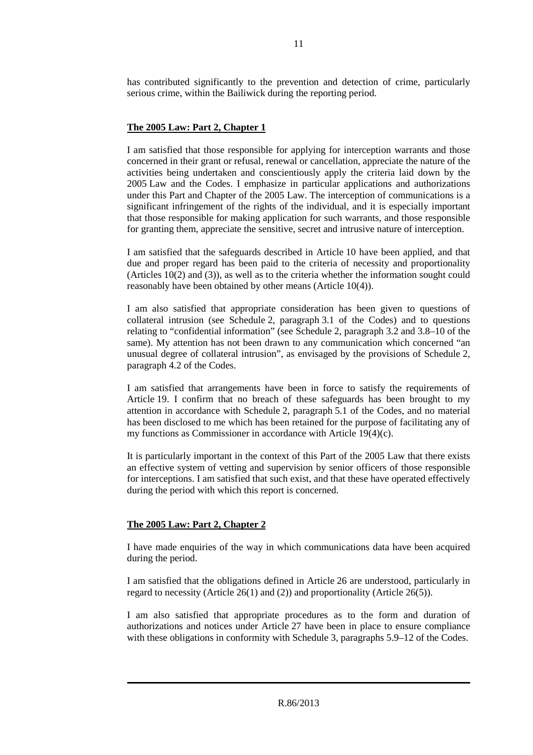has contributed significantly to the prevention and detection of crime, particularly serious crime, within the Bailiwick during the reporting period.

## The 2005 Law: Part 2, Chapter 1

I am satisfied that those responsible for applying for interception warrants and those concerned in their grant or refusal, renewal or cancellation, appreciate the nature of the activities being undertaken and conscientiously apply the criteria laid down by the 2005 Law and the Codes. I emphasize in particular applications and authorizations under this Part and Chapter of the 2005 Law. The interception of communications is a significant infringement of the rights of the individual, and it is especially important that those responsible for making application for such warrants, and those responsible for granting them, appreciate the sensitive, secret and intrusive nature of interception.

I am satisfied that the safeguards described in Article 10 have been applied, and that due and proper regard has been paid to the criteria of necessity and proportionality (Articles 10(2) and (3)), as well as to the criteria whether the information sought could reasonably have been obtained by other means (Article 10(4)).

I am also satisfied that appropriate consideration has been given to questions of collateral intrusion (see Schedule 2, paragraph 3.1 of the Codes) and to questions relating to "confidential information" (see Schedule 2, paragraph 3.2 and 3.8–10 of the same). My attention has not been drawn to any communication which concerned "an unusual degree of collateral intrusion", as envisaged by the provisions of Schedule 2, paragraph 4.2 of the Codes.

I am satisfied that arrangements have been in force to satisfy the requirements of Article 19. I confirm that no breach of these safeguards has been brought to my attention in accordance with Schedule 2, paragraph 5.1 of the Codes, and no material has been disclosed to me which has been retained for the purpose of facilitating any of my functions as Commissioner in accordance with Article 19(4)(c).

It is particularly important in the context of this Part of the 2005 Law that there exists an effective system of vetting and supervision by senior officers of those responsible for interceptions. I am satisfied that such exist, and that these have operated effectively during the period with which this report is concerned.

## The 2005 Law: Part 2, Chapter 2

I have made enquiries of the way in which communications data have been acquired during the period.

I am satisfied that the obligations defined in Article 26 are understood, particularly in regard to necessity (Article 26(1) and (2)) and proportionality (Article 26(5)).

I am also satisfied that appropriate procedures as to the form and duration of authorizations and notices under Article 27 have been in place to ensure compliance with these obligations in conformity with Schedule 3, paragraphs 5.9–12 of the Codes.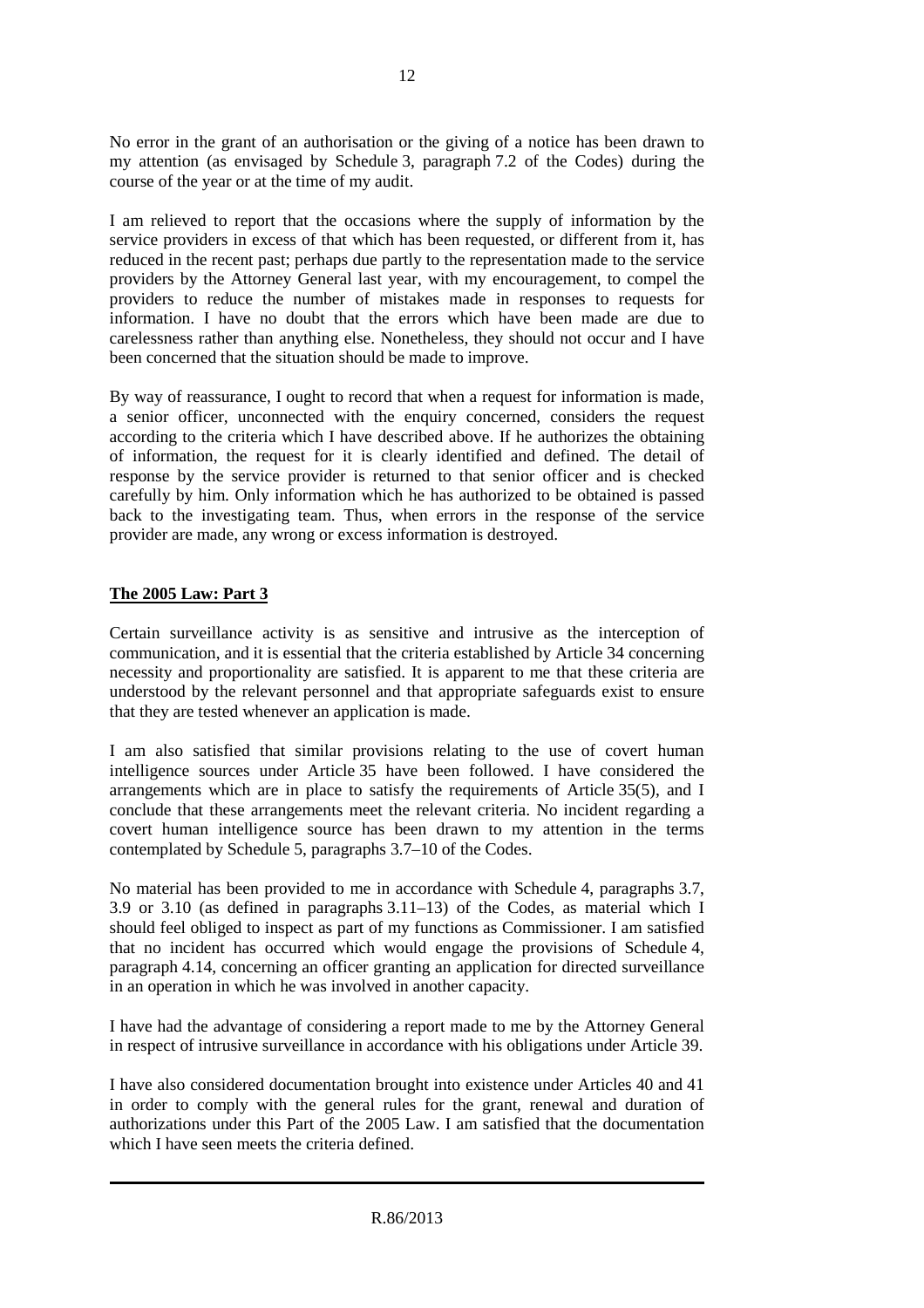No error in the grant of an authorisation or the giving of a notice has been drawn to my attention (as envisaged by Schedule 3, paragraph 7.2 of the Codes) during the course of the year or at the time of my audit.

I am relieved to report that the occasions where the supply of information by the service providers in excess of that which has been requested, or different from it, has reduced in the recent past; perhaps due partly to the representation made to the service providers by the Attorney General last year, with my encouragement, to compel the providers to reduce the number of mistakes made in responses to requests for information. I have no doubt that the errors which have been made are due to carelessness rather than anything else. Nonetheless, they should not occur and I have been concerned that the situation should be made to improve.

By way of reassurance, I ought to record that when a request for information is made, a senior officer, unconnected with the enquiry concerned, considers the request according to the criteria which I have described above. If he authorizes the obtaining of information, the request for it is clearly identified and defined. The detail of response by the service provider is returned to that senior officer and is checked carefully by him. Only information which he has authorized to be obtained is passed back to the investigating team. Thus, when errors in the response of the service provider are made, any wrong or excess information is destroyed.

## The 2005 Law: Part 3

Certain surveillance activity is as sensitive and intrusive as the interception of communication, and it is essential that the criteria established by Article 34 concerning necessity and proportionality are satisfied. It is apparent to me that these criteria are understood by the relevant personnel and that appropriate safeguards exist to ensure that they are tested whenever an application is made.

I am also satisfied that similar provisions relating to the use of covert human intelligence sources under Article 35 have been followed. I have considered the arrangements which are in place to satisfy the requirements of Article 35(5), and I conclude that these arrangements meet the relevant criteria. No incident regarding a covert human intelligence source has been drawn to my attention in the terms contemplated by Schedule 5, paragraphs 3.7–10 of the Codes.

No material has been provided to me in accordance with Schedule 4, paragraphs 3.7, 3.9 or 3.10 (as defined in paragraphs 3.11–13) of the Codes, as material which I should feel obliged to inspect as part of my functions as Commissioner. I am satisfied that no incident has occurred which would engage the provisions of Schedule 4, paragraph 4.14, concerning an officer granting an application for directed surveillance in an operation in which he was involved in another capacity.

I have had the advantage of considering a report made to me by the Attorney General in respect of intrusive surveillance in accordance with his obligations under Article 39.

I have also considered documentation brought into existence under Articles 40 and 41 in order to comply with the general rules for the grant, renewal and duration of authorizations under this Part of the 2005 Law. I am satisfied that the documentation which I have seen meets the criteria defined.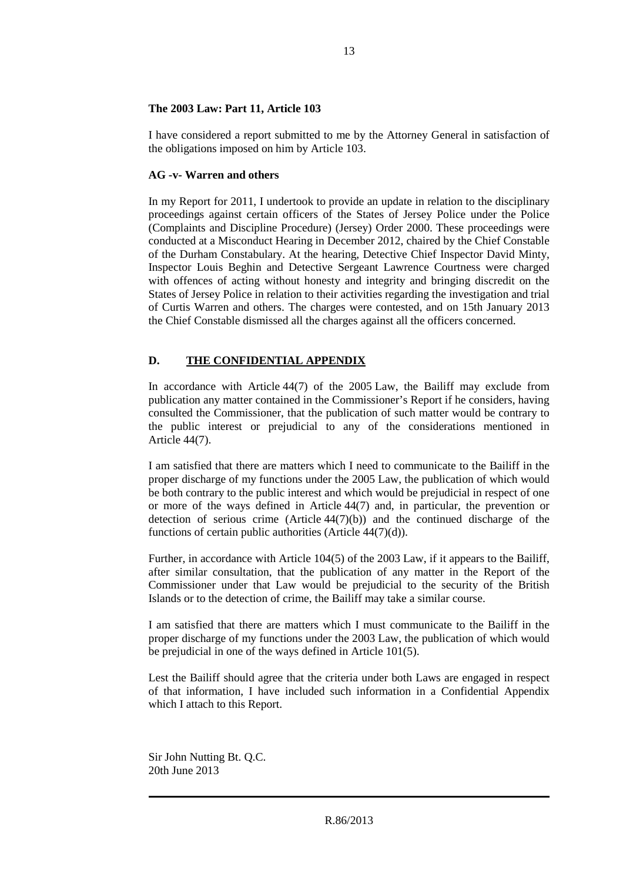**The 2003 Law: Part 11, Article 103**

I have considered a report submitted to me by the Attorney General in satisfaction of the obligations imposed on him by Article 103.

**AG -v- Warren and others**

In my Report for 2011, I undertook to provide an update in relation to the disciplinary proceedings against certain officers of the States of Jersey Police under the Police (Complaints and Discipline Procedure) (Jersey) Order 2000. These proceedings were conducted at a Misconduct Hearing in December 2012, chaired by the Chief Constable of the Durham Constabulary. At the hearing, Detective Chief Inspector David Minty, Inspector Louis Beghin and Detective Sergeant Lawrence Courtness were charged with offences of acting without honesty and integrity and bringing discredit on the States of Jersey Police in relation to their activities regarding the investigation and trial of Curtis Warren and others. The charges were contested, and on 15th January 2013 the Chief Constable dismissed all the charges against all the officers concerned.

## D. THE CONFIDENTIAL APPENDIX

In accordance with Article 44(7) of the 2005 Law, the Bailiff may exclude from publication any matter contained in the Commissioner's Report if he considers, having consulted the Commissioner, that the publication of such matter would be contrary to the public interest or prejudicial to any of the considerations mentioned in Article 44(7).

I am satisfied that there are matters which I need to communicate to the Bailiff in the proper discharge of my functions under the 2005 Law, the publication of which would be both contrary to the public interest and which would be prejudicial in respect of one or more of the ways defined in Article 44(7) and, in particular, the prevention or detection of serious crime (Article 44(7)(b)) and the continued discharge of the functions of certain public authorities (Article 44(7)(d)).

Further, in accordance with Article 104(5) of the 2003 Law, if it appears to the Bailiff, after similar consultation, that the publication of any matter in the Report of the Commissioner under that Law would be prejudicial to the security of the British Islands or to the detection of crime, the Bailiff may take a similar course.

I am satisfied that there are matters which I must communicate to the Bailiff in the proper discharge of my functions under the 2003 Law, the publication of which would be prejudicial in one of the ways defined in Article 101(5).

Lest the Bailiff should agree that the criteria under both Laws are engaged in respect of that information, I have included such information in a Confidential Appendix which I attach to this Report.

Sir John Nutting Bt. Q.C.
20th June 2013